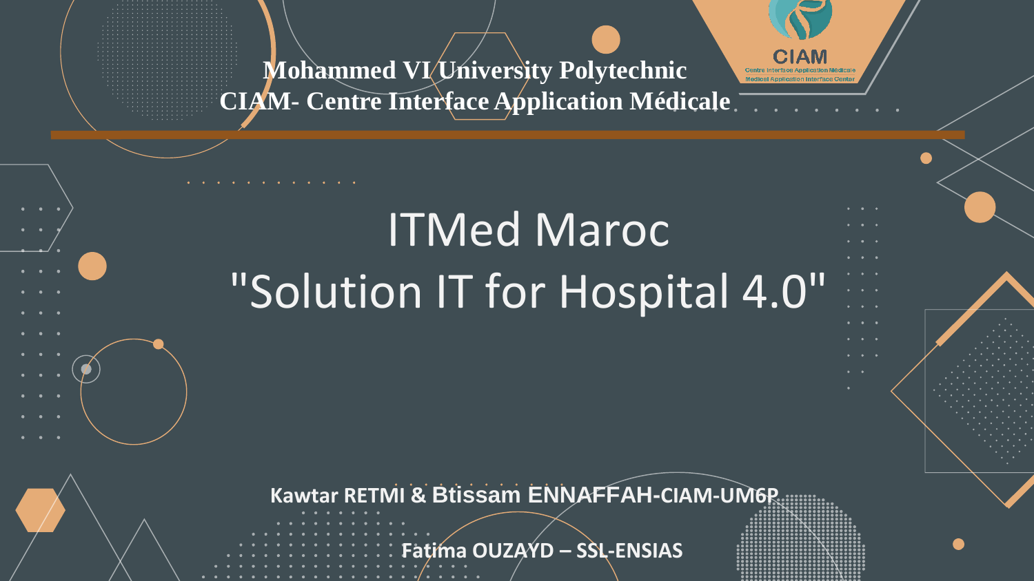**Mohammed VI University Polytechnic**
**CIAM- Centre Interface Application Médicale**

CIAM
Centre Interface Application Médicale
Medical Application Interface Center

# ITMed Maroc
# "Solution IT for Hospital 4.0"

**Kawtar RETMI & Btissam ENNAFFAH-CIAM-UM6P**

**Fatima OUZAYD – SSL-ENSIAS**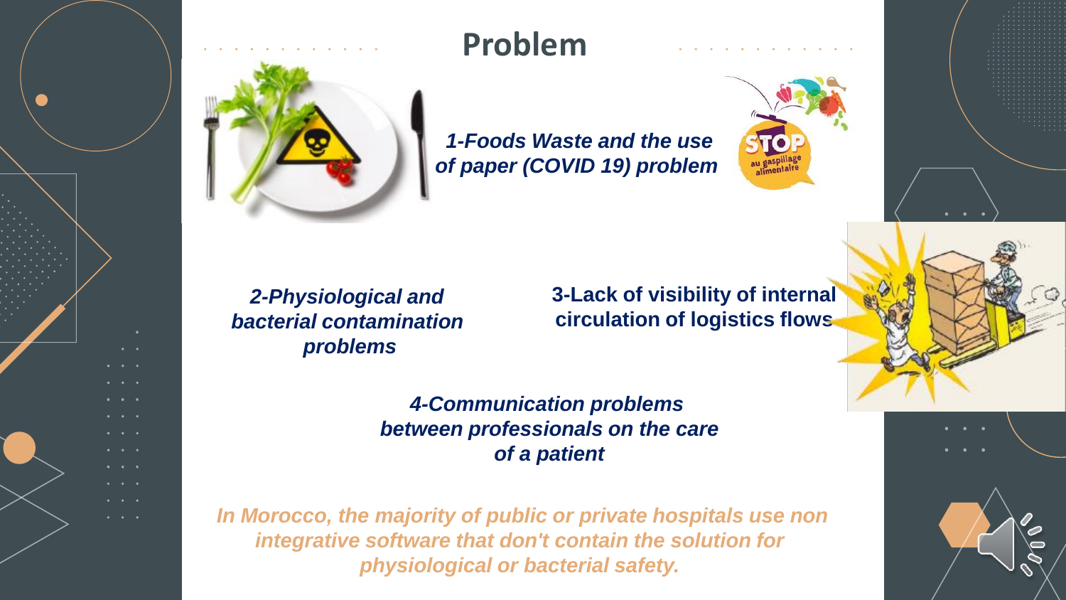# Problem

*1-Foods Waste and the use of paper (COVID 19) problem*

*2-Physiological and bacterial contamination problems*

**3-Lack of visibility of internal circulation of logistics flows**

*4-Communication problems between professionals on the care of a patient*

*In Morocco, the majority of public or private hospitals use non integrative software that don't contain the solution for physiological or bacterial safety.*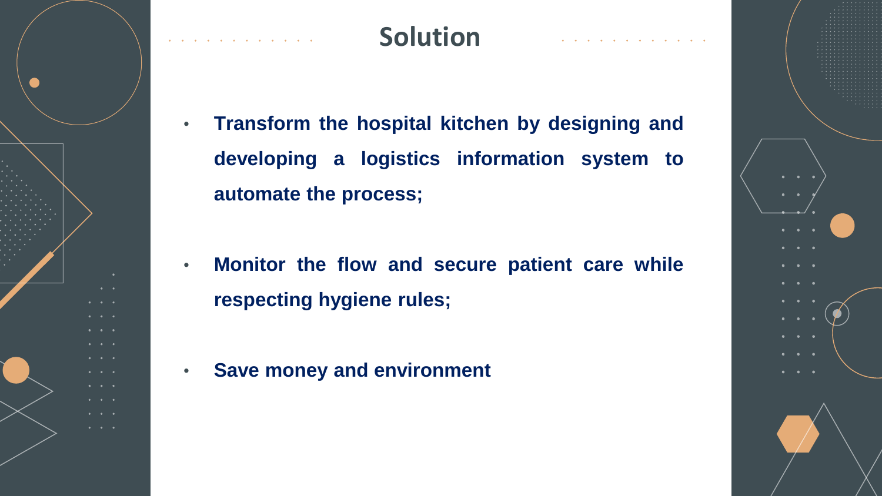# Solution

- **Transform the hospital kitchen by designing and developing a logistics information system to automate the process;**
- **Monitor the flow and secure patient care while respecting hygiene rules;**
- **Save money and environment**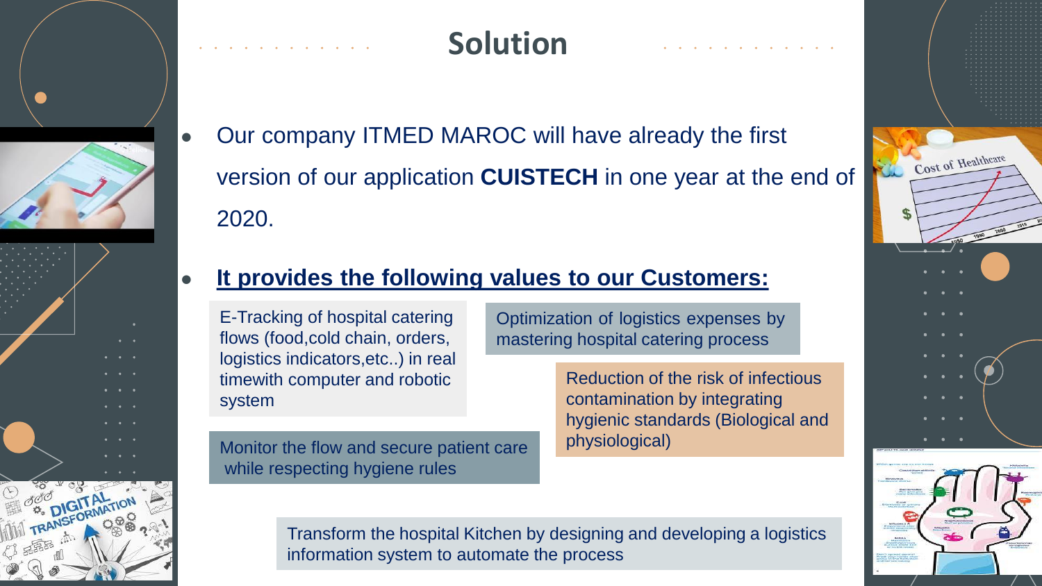# Solution

- Our company ITMED MAROC will have already the first version of our application **CUISTECH** in one year at the end of 2020.
- **It provides the following values to our Customers:**

E-Tracking of hospital catering flows (food,cold chain, orders, logistics indicators,etc..) in real timewith computer and robotic system

Optimization of logistics expenses by mastering hospital catering process

Reduction of the risk of infectious contamination by integrating hygienic standards (Biological and physiological)

Monitor the flow and secure patient care while respecting hygiene rules

Transform the hospital Kitchen by designing and developing a logistics information system to automate the process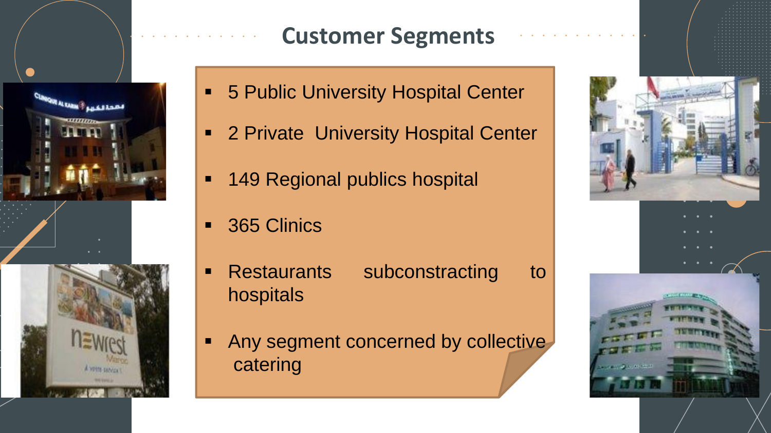## Customer Segments

- 5 Public University Hospital Center
- 2 Private University Hospital Center
- 149 Regional publics hospital
- 365 Clinics
- Restaurants subconstracting to hospitals
- Any segment concerned by collective catering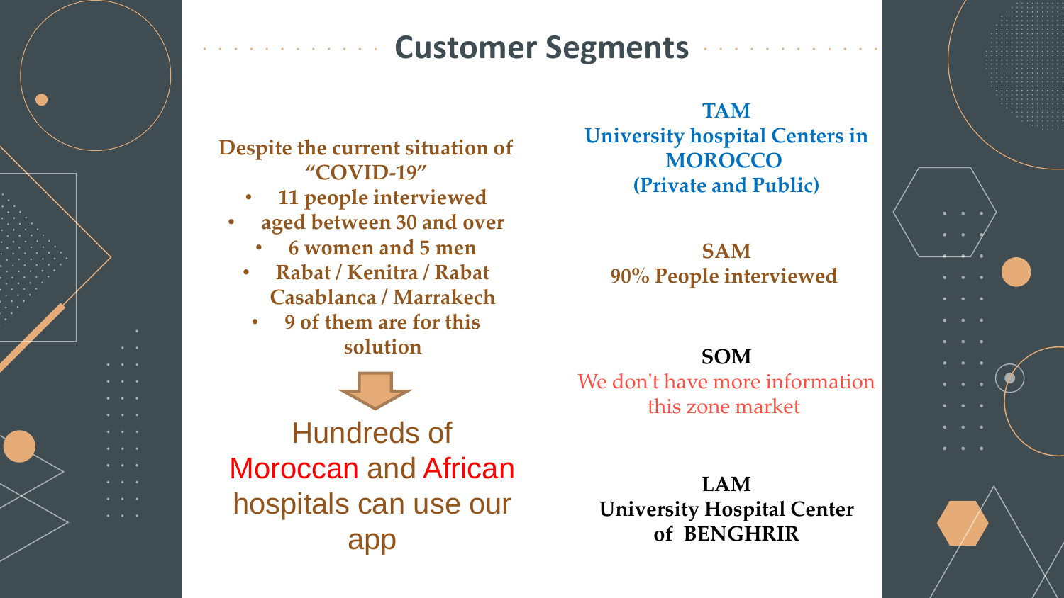# Customer Segments

Despite the current situation of "COVID-19"

- 11 people interviewed
- aged between 30 and over
- 6 women and 5 men
- Rabat / Kenitra / Rabat Casablanca / Marrakech
- 9 of them are for this solution

Hundreds of Moroccan and African hospitals can use our app

**TAM**
**University hospital Centers in MOROCCO (Private and Public)**

**SAM**
**90% People interviewed**

**SOM**
We don't have more information this zone market

**LAM**
**University Hospital Center of BENGHRIR**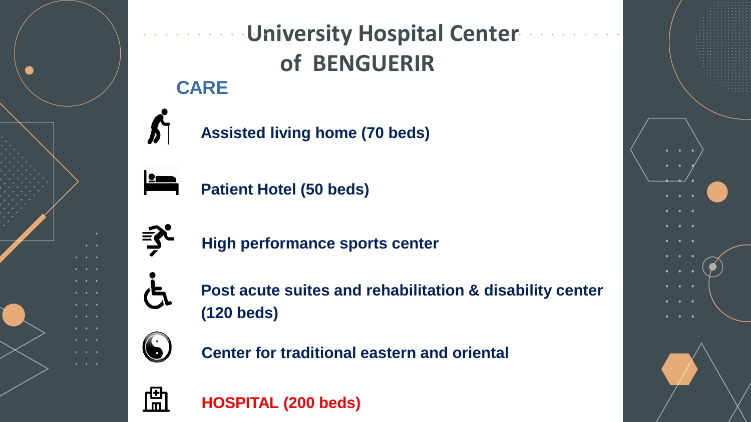# University Hospital Center of BENGUERIR

## CARE

- **Assisted living home (70 beds)**
- **Patient Hotel (50 beds)**
- **High performance sports center**
- **Post acute suites and rehabilitation & disability center (120 beds)**
- **Center for traditional eastern and oriental**
- **HOSPITAL (200 beds)**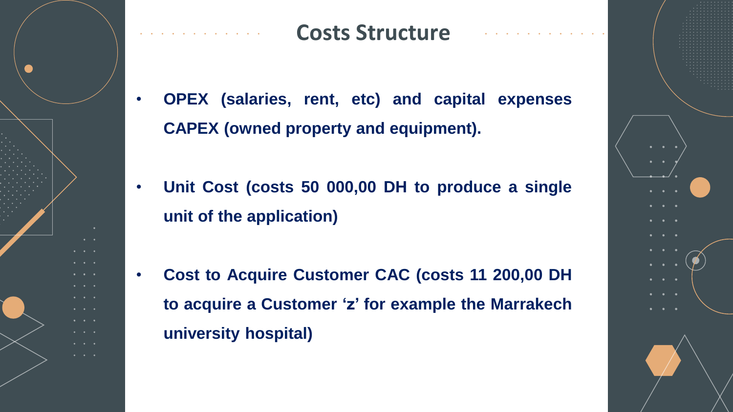# Costs Structure

- **OPEX (salaries, rent, etc) and capital expenses CAPEX (owned property and equipment).**

- **Unit Cost (costs 50 000,00 DH to produce a single unit of the application)**

- **Cost to Acquire Customer CAC (costs 11 200,00 DH to acquire a Customer 'z' for example the Marrakech university hospital)**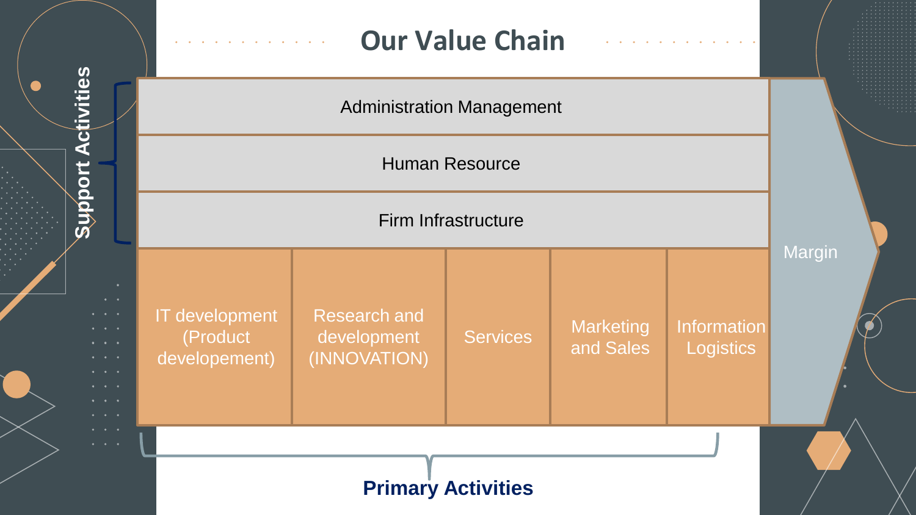# Our Value Chain

**Support Activities**

- Administration Management
- Human Resource
- Firm Infrastructure

**Primary Activities**

| IT development (Product developement) | Research and development (INNOVATION) | Services | Marketing and Sales | Information Logistics |
|---|---|---|---|---|

Margin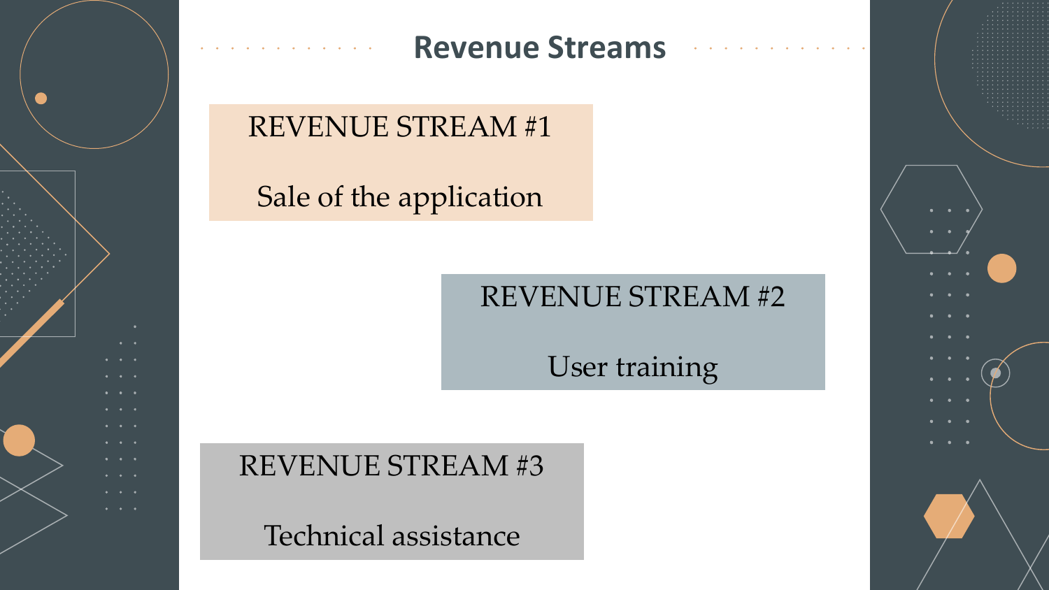# Revenue Streams

**REVENUE STREAM #1**

Sale of the application

**REVENUE STREAM #2**

User training

**REVENUE STREAM #3**

Technical assistance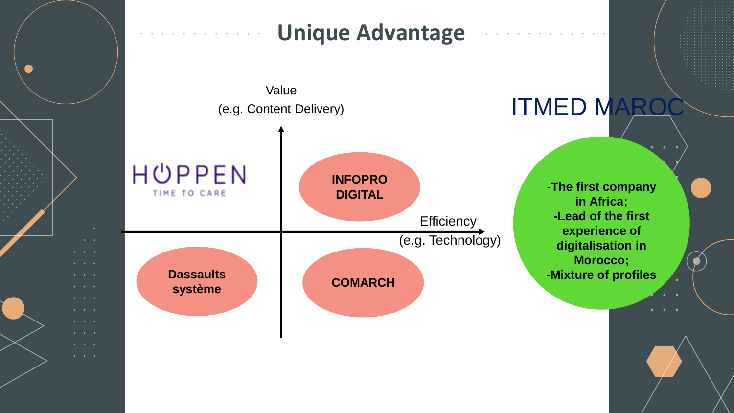# Unique Advantage

Value
(e.g. Content Delivery)

Efficiency
(e.g. Technology)

HOPPEN
TIME TO CARE

INFOPRO DIGITAL

Dassaults système

COMARCH

ITMED MAROC

- -The first company in Africa;
- -Lead of the first experience of digitalisation in Morocco;
- -Mixture of profiles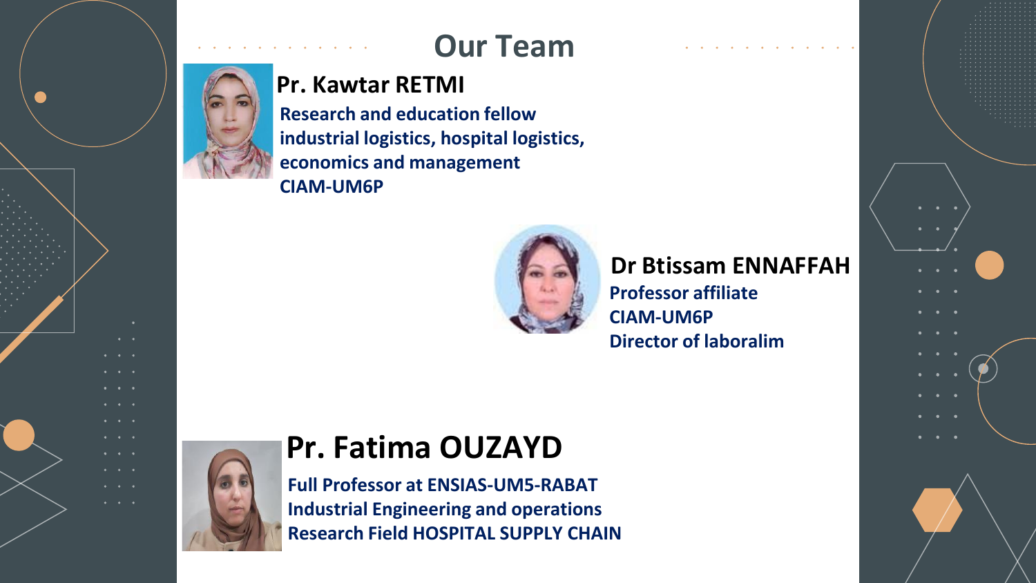# Our Team

## Pr. Kawtar RETMI

**Research and education fellow**
**industrial logistics, hospital logistics, economics and management**
**CIAM-UM6P**

## Dr Btissam ENNAFFAH

**Professor affiliate**
**CIAM-UM6P**
**Director of laboralim**

## Pr. Fatima OUZAYD

**Full Professor at ENSIAS-UM5-RABAT**
**Industrial Engineering and operations**
**Research Field HOSPITAL SUPPLY CHAIN**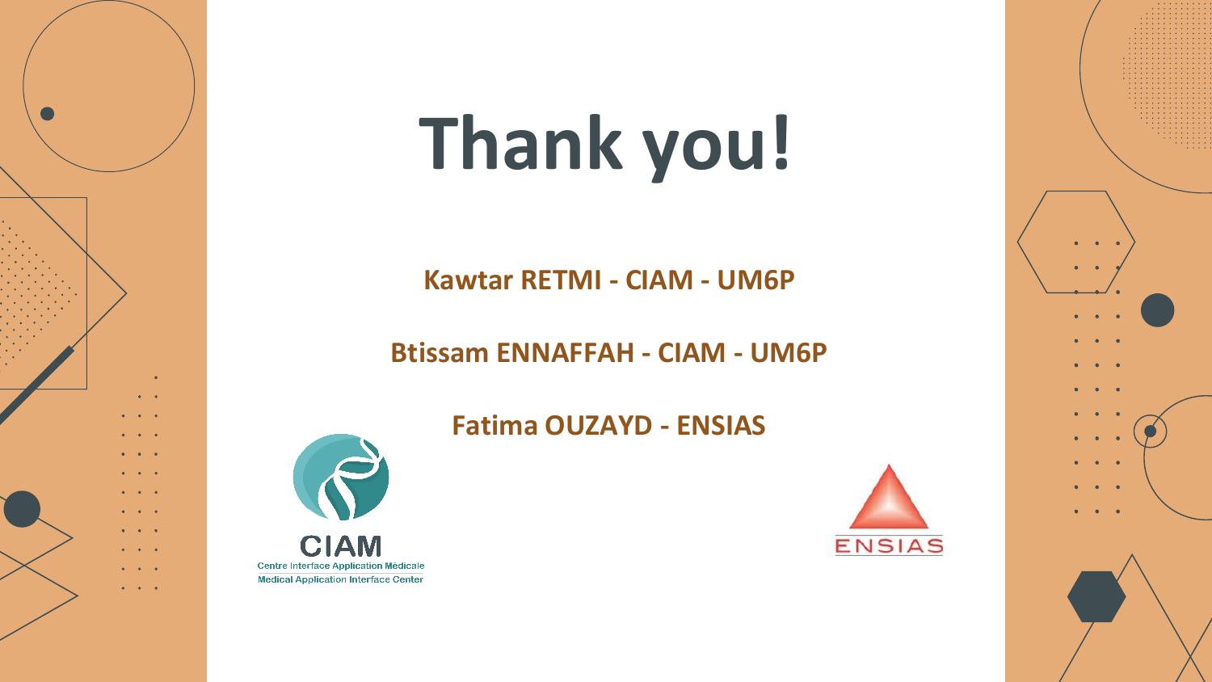# Thank you!

**Kawtar RETMI - CIAM - UM6P**

**Btissam ENNAFFAH - CIAM - UM6P**

**Fatima OUZAYD - ENSIAS**

CIAM
Centre Interface Application Médicale
Medical Application Interface Center

ENSIAS